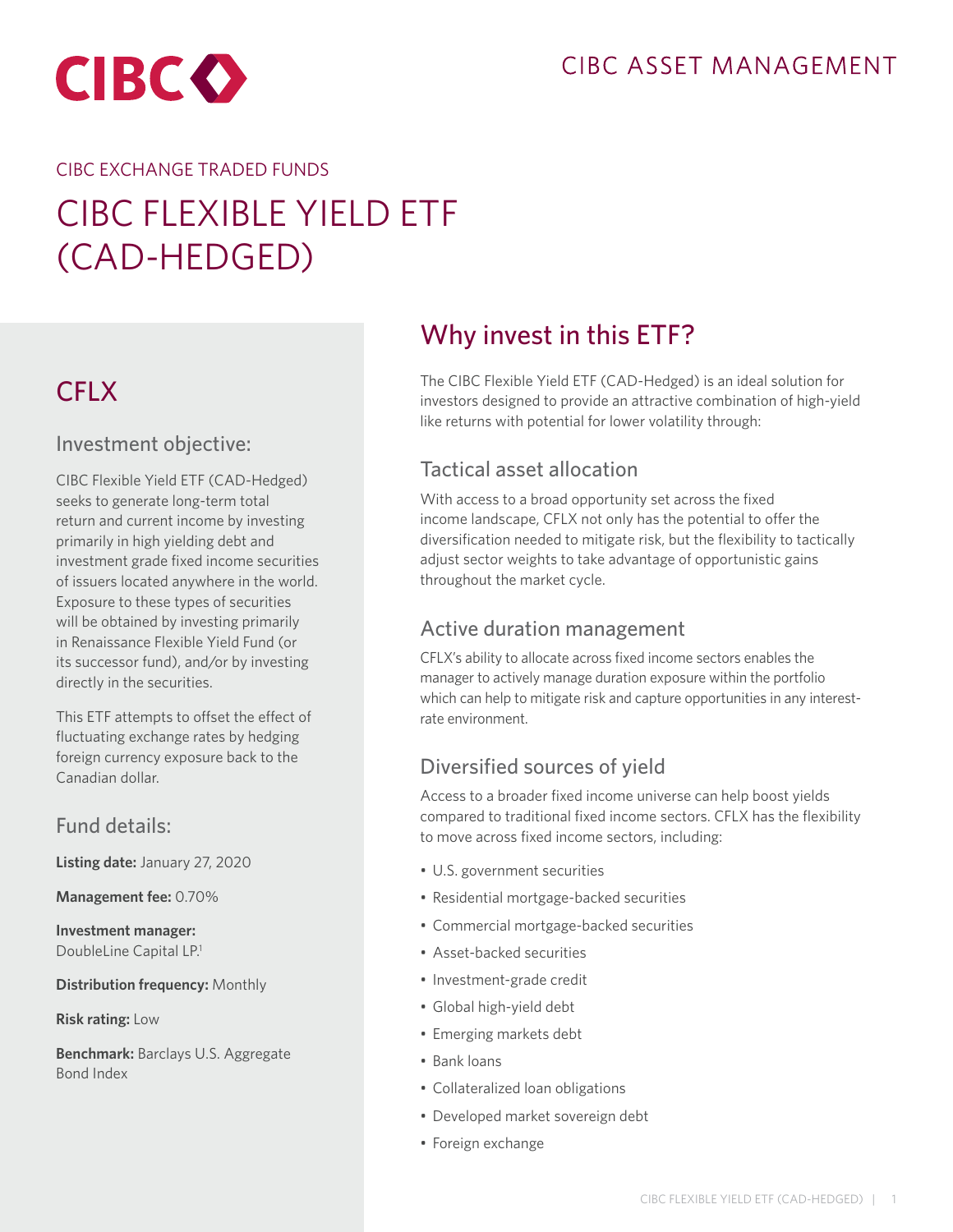CIBC ASSET MANAGEMENT

CIBC EXCHANGE TRADED FUNDS

# CIBC FLEXIBLE YIELD ETF (CAD-HEDGED)

## CFLX

### Investment objective:

CIBC Flexible Yield ETF (CAD-Hedged) seeks to generate long-term total return and current income by investing primarily in high yielding debt and investment grade fixed income securities of issuers located anywhere in the world. Exposure to these types of securities will be obtained by investing primarily in Renaissance Flexible Yield Fund (or its successor fund), and/or by investing directly in the securities.

This ETF attempts to offset the effect of fluctuating exchange rates by hedging foreign currency exposure back to the Canadian dollar.

### Fund details:

**Listing date:** January 27, 2020

**Management fee:** 0.70%

**Investment manager:** DoubleLine Capital LP.[1]

**Distribution frequency:** Monthly

**Risk rating:** Low

**Benchmark:** Barclays U.S. Aggregate Bond Index

## Why invest in this ETF?

The CIBC Flexible Yield ETF (CAD-Hedged) is an ideal solution for investors designed to provide an attractive combination of high-yield like returns with potential for lower volatility through:

### Tactical asset allocation

With access to a broad opportunity set across the fixed income landscape, CFLX not only has the potential to offer the diversification needed to mitigate risk, but the flexibility to tactically adjust sector weights to take advantage of opportunistic gains throughout the market cycle.

### Active duration management

CFLX's ability to allocate across fixed income sectors enables the manager to actively manage duration exposure within the portfolio which can help to mitigate risk and capture opportunities in any interest-rate environment.

### Diversified sources of yield

Access to a broader fixed income universe can help boost yields compared to traditional fixed income sectors. CFLX has the flexibility to move across fixed income sectors, including:

- U.S. government securities
- Residential mortgage-backed securities
- Commercial mortgage-backed securities
- Asset-backed securities
- Investment-grade credit
- Global high-yield debt
- Emerging markets debt
- Bank loans
- Collateralized loan obligations
- Developed market sovereign debt
- Foreign exchange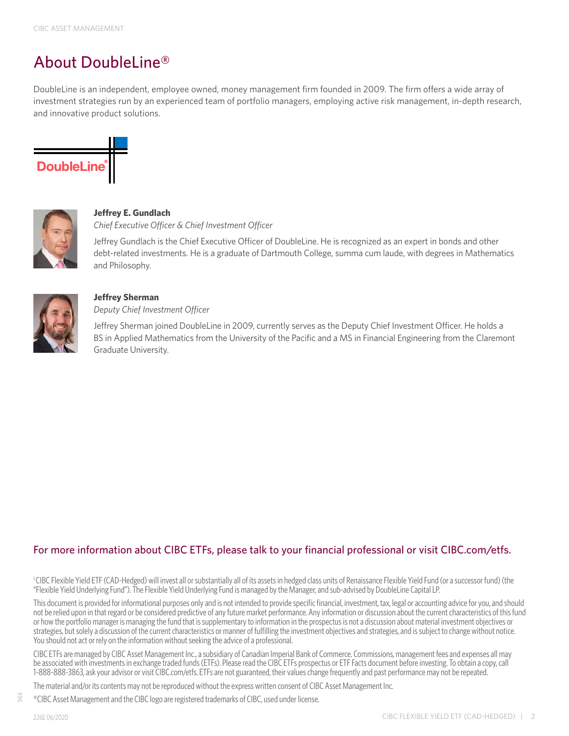# About DoubleLine®

DoubleLine is an independent, employee owned, money management firm founded in 2009. The firm offers a wide array of investment strategies run by an experienced team of portfolio managers, employing active risk management, in-depth research, and innovative product solutions.

**Jeffrey E. Gundlach**
*Chief Executive Officer & Chief Investment Officer*

Jeffrey Gundlach is the Chief Executive Officer of DoubleLine. He is recognized as an expert in bonds and other debt-related investments. He is a graduate of Dartmouth College, summa cum laude, with degrees in Mathematics and Philosophy.

**Jeffrey Sherman**
*Deputy Chief Investment Officer*

Jeffrey Sherman joined DoubleLine in 2009, currently serves as the Deputy Chief Investment Officer. He holds a BS in Applied Mathematics from the University of the Pacific and a MS in Financial Engineering from the Claremont Graduate University.

## For more information about CIBC ETFs, please talk to your financial professional or visit CIBC.com/etfs.

[1] CIBC Flexible Yield ETF (CAD-Hedged) will invest all or substantially all of its assets in hedged class units of Renaissance Flexible Yield Fund (or a successor fund) (the "Flexible Yield Underlying Fund"). The Flexible Yield Underlying Fund is managed by the Manager, and sub-advised by DoubleLine Capital LP.

This document is provided for informational purposes only and is not intended to provide specific financial, investment, tax, legal or accounting advice for you, and should not be relied upon in that regard or be considered predictive of any future market performance. Any information or discussion about the current characteristics of this fund or how the portfolio manager is managing the fund that is supplementary to information in the prospectus is not a discussion about material investment objectives or strategies, but solely a discussion of the current characteristics or manner of fulfilling the investment objectives and strategies, and is subject to change without notice. You should not act or rely on the information without seeking the advice of a professional.

CIBC ETFs are managed by CIBC Asset Management Inc., a subsidiary of Canadian Imperial Bank of Commerce. Commissions, management fees and expenses all may be associated with investments in exchange traded funds (ETFs). Please read the CIBC ETFs prospectus or ETF Facts document before investing. To obtain a copy, call 1-888-888-3863, ask your advisor or visit CIBC.com/etfs. ETFs are not guaranteed, their values change frequently and past performance may not be repeated.

The material and/or its contents may not be reproduced without the express written consent of CIBC Asset Management Inc.

®CIBC Asset Management and the CIBC logo are registered trademarks of CIBC, used under license.

226E 06/2020